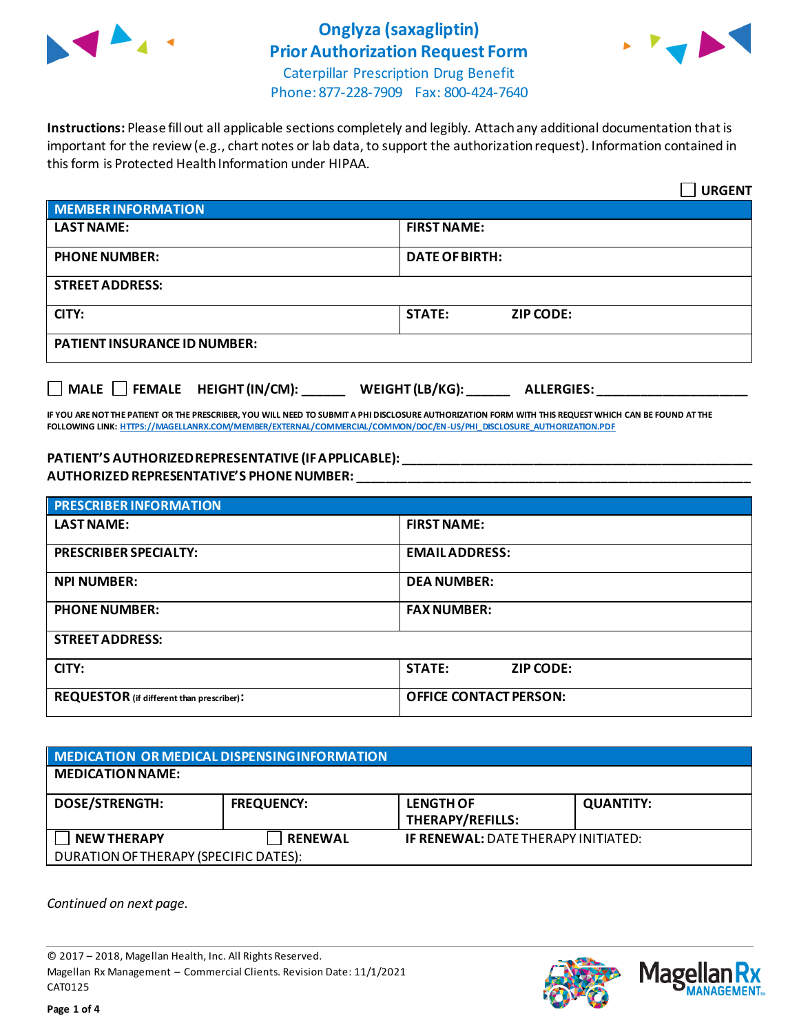# Onglyza (saxagliptin) Prior Authorization Request Form

Caterpillar Prescription Drug Benefit
Phone: 877-228-7909 Fax: 800-424-7640

**Instructions:** Please fill out all applicable sections completely and legibly. Attach any additional documentation that is important for the review (e.g., chart notes or lab data, to support the authorization request). Information contained in this form is Protected Health Information under HIPAA.

☐ **URGENT**

| **MEMBER INFORMATION** | |
|---|---|
| **LAST NAME:** | **FIRST NAME:** |
| **PHONE NUMBER:** | **DATE OF BIRTH:** |
| **STREET ADDRESS:** | |
| **CITY:** | **STATE:** **ZIP CODE:** |
| **PATIENT INSURANCE ID NUMBER:** | |

☐ **MALE** ☐ **FEMALE** **HEIGHT (IN/CM):** ______ **WEIGHT (LB/KG):** ______ **ALLERGIES:** ____________________

**IF YOU ARE NOT THE PATIENT OR THE PRESCRIBER, YOU WILL NEED TO SUBMIT A PHI DISCLOSURE AUTHORIZATION FORM WITH THIS REQUEST WHICH CAN BE FOUND AT THE FOLLOWING LINK:** HTTPS://MAGELLANRX.COM/MEMBER/EXTERNAL/COMMERCIAL/COMMON/DOC/EN-US/PHI_DISCLOSURE_AUTHORIZATION.PDF

**PATIENT'S AUTHORIZED REPRESENTATIVE (IF APPLICABLE):** ____________________________________________

**AUTHORIZED REPRESENTATIVE'S PHONE NUMBER:** ____________________________________________

| **PRESCRIBER INFORMATION** | |
|---|---|
| **LAST NAME:** | **FIRST NAME:** |
| **PRESCRIBER SPECIALTY:** | **EMAIL ADDRESS:** |
| **NPI NUMBER:** | **DEA NUMBER:** |
| **PHONE NUMBER:** | **FAX NUMBER:** |
| **STREET ADDRESS:** | |
| **CITY:** | **STATE:** **ZIP CODE:** |
| **REQUESTOR** (if different than prescriber)**:** | **OFFICE CONTACT PERSON:** |

| **MEDICATION OR MEDICAL DISPENSING INFORMATION** | | | |
|---|---|---|---|
| **MEDICATION NAME:** | | | |
| **DOSE/STRENGTH:** | **FREQUENCY:** | **LENGTH OF THERAPY/REFILLS:** | **QUANTITY:** |
| ☐ **NEW THERAPY** | ☐ **RENEWAL** | **IF RENEWAL:** DATE THERAPY INITIATED: | |
| DURATION OF THERAPY (SPECIFIC DATES): | | | |

*Continued on next page.*

© 2017 – 2018, Magellan Health, Inc. All Rights Reserved.
Magellan Rx Management – Commercial Clients. Revision Date: 11/1/2021
CAT0125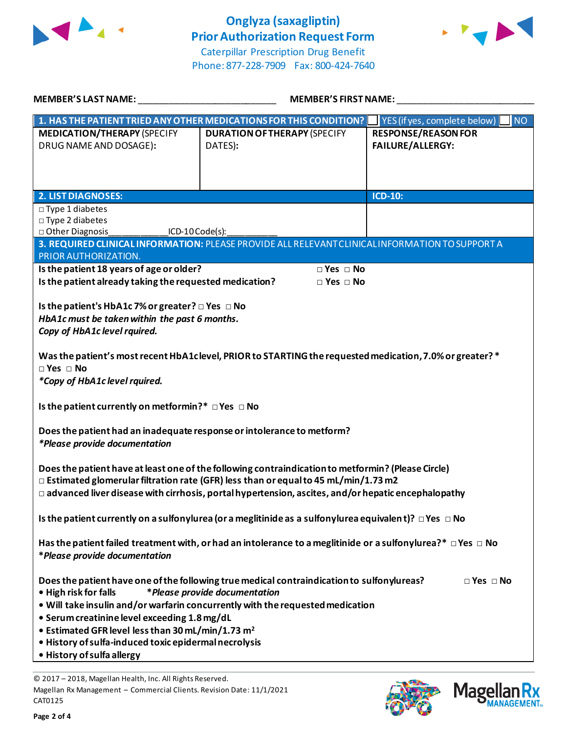# Onglyza (saxagliptin) Prior Authorization Request Form

Caterpillar Prescription Drug Benefit
Phone: 877-228-7909 Fax: 800-424-7640

**MEMBER'S LAST NAME:** ___________________________ **MEMBER'S FIRST NAME:** ___________________________

| **1. HAS THE PATIENT TRIED ANY OTHER MEDICATIONS FOR THIS CONDITION?** | ☐ YES (if yes, complete below) | ☐ NO |
|---|---|---|
| **MEDICATION/THERAPY** (SPECIFY DRUG NAME AND DOSAGE): | **DURATION OF THERAPY** (SPECIFY DATES): | **RESPONSE/REASON FOR FAILURE/ALLERGY:** |
| | | |

| **2. LIST DIAGNOSES:** | **ICD-10:** |
|---|---|
| □ Type 1 diabetes<br>□ Type 2 diabetes<br>□ Other Diagnosis____________ICD-10 Code(s):__________ | |

**3. REQUIRED CLINICAL INFORMATION:** PLEASE PROVIDE ALL RELEVANT CLINICAL INFORMATION TO SUPPORT A PRIOR AUTHORIZATION.

**Is the patient 18 years of age or older?** □ Yes □ No
**Is the patient already taking the requested medication?** □ Yes □ No

**Is the patient's HbA1c 7% or greater?** □ Yes □ No
***HbA1c must be taken within the past 6 months.***
***Copy of HbA1c level rquired.***

**Was the patient's most recent HbA1c level, PRIOR to STARTING the requested medication, 7.0% or greater?*** 
□ Yes □ No
****Copy of HbA1c level rquired.***

**Is the patient currently on metformin?*** □ Yes □ No

**Does the patient had an inadequate response or intolerance to metform?**
****Please provide documentation***

**Does the patient have at least one of the following contraindication to metformin? (Please Circle)**
□ **Estimated glomerular filtration rate (GFR) less than or equal to 45 mL/min/1.73 m2**
□ **advanced liver disease with cirrhosis, portal hypertension, ascites, and/or hepatic encephalopathy**

**Is the patient currently on a sulfonylurea (or a meglitinide as a sulfonylurea equivalent)?** □ Yes □ No

**Has the patient failed treatment with, or had an intolerance to a meglitinide or a sulfonylurea?*** □ Yes □ No
****Please provide documentation***

**Does the patient have one of the following true medical contraindication to sulfonylureas?** □ Yes □ No

- **High risk for falls** ****Please provide documentation***
- **Will take insulin and/or warfarin concurrently with the requested medication**
- **Serum creatinine level exceeding 1.8 mg/dL**
- **Estimated GFR level less than 30 mL/min/1.73 m²**
- **History of sulfa-induced toxic epidermal necrolysis**
- **History of sulfa allergy**

© 2017 – 2018, Magellan Health, Inc. All Rights Reserved.
Magellan Rx Management – Commercial Clients. Revision Date: 11/1/2021
CAT0125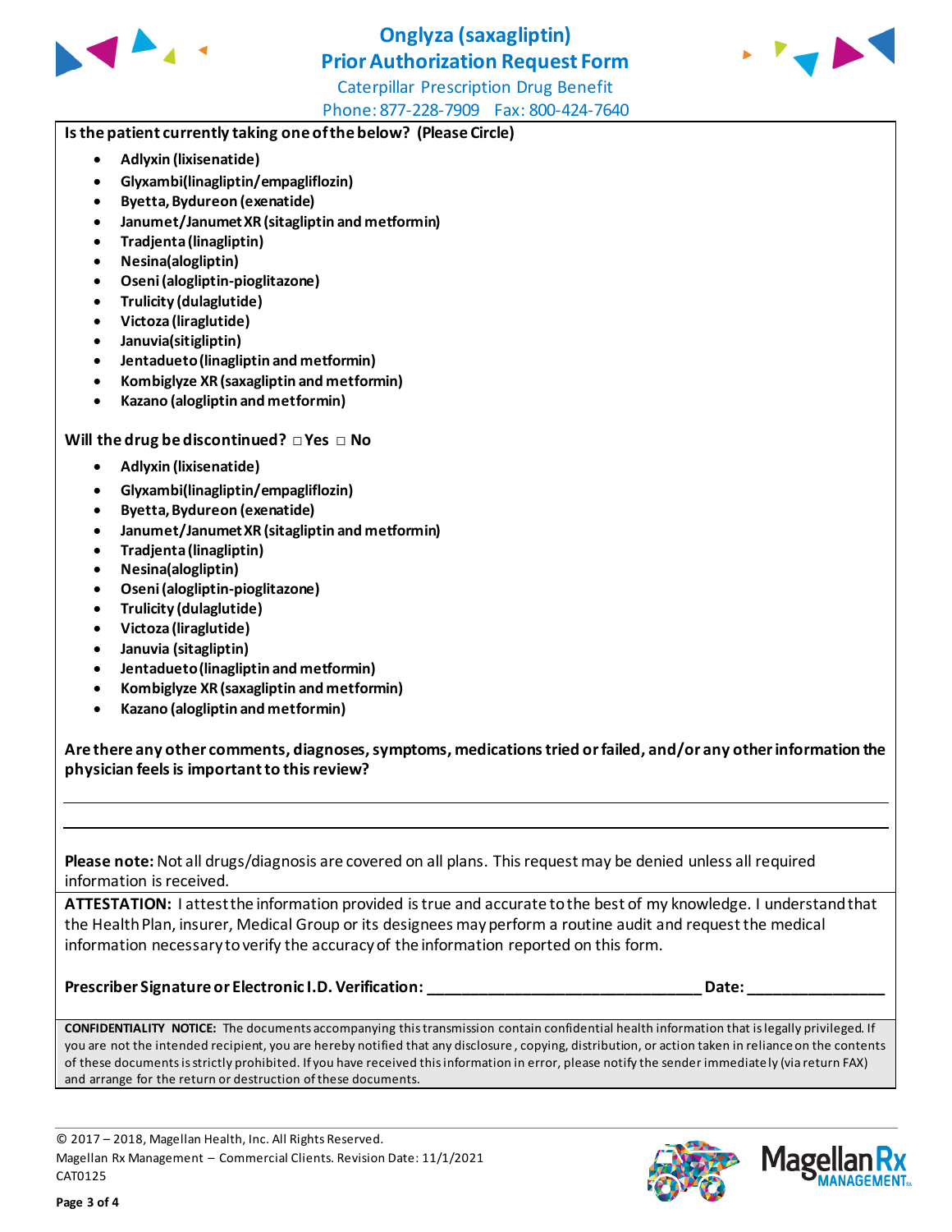# Onglyza (saxagliptin)
# Prior Authorization Request Form

Caterpillar Prescription Drug Benefit

Phone: 877-228-7909 Fax: 800-424-7640

**Is the patient currently taking one of the below? (Please Circle)**

- **Adlyxin (lixisenatide)**
- **Glyxambi(linagliptin/empagliflozin)**
- **Byetta, Bydureon (exenatide)**
- **Janumet/Janumet XR (sitagliptin and metformin)**
- **Tradjenta (linagliptin)**
- **Nesina(alogliptin)**
- **Oseni (alogliptin-pioglitazone)**
- **Trulicity (dulaglutide)**
- **Victoza (liraglutide)**
- **Januvia(sitigliptin)**
- **Jentadueto (linagliptin and metformin)**
- **Kombiglyze XR (saxagliptin and metformin)**
- **Kazano (alogliptin and metformin)**

**Will the drug be discontinued?** □ **Yes** □ **No**

- **Adlyxin (lixisenatide)**
- **Glyxambi(linagliptin/empagliflozin)**
- **Byetta, Bydureon (exenatide)**
- **Janumet/Janumet XR (sitagliptin and metformin)**
- **Tradjenta (linagliptin)**
- **Nesina(alogliptin)**
- **Oseni (alogliptin-pioglitazone)**
- **Trulicity (dulaglutide)**
- **Victoza (liraglutide)**
- **Januvia (sitagliptin)**
- **Jentadueto (linagliptin and metformin)**
- **Kombiglyze XR (saxagliptin and metformin)**
- **Kazano (alogliptin and metformin)**

**Are there any other comments, diagnoses, symptoms, medications tried or failed, and/or any other information the physician feels is important to this review?**

_______________________________________________________________________________

_______________________________________________________________________________

**Please note:** Not all drugs/diagnosis are covered on all plans. This request may be denied unless all required information is received.

**ATTESTATION:** I attest the information provided is true and accurate to the best of my knowledge. I understand that the Health Plan, insurer, Medical Group or its designees may perform a routine audit and request the medical information necessary to verify the accuracy of the information reported on this form.

**Prescriber Signature or Electronic I.D. Verification:** ______________________________ **Date:** ______________

**CONFIDENTIALITY NOTICE:** The documents accompanying this transmission contain confidential health information that is legally privileged. If you are not the intended recipient, you are hereby notified that any disclosure, copying, distribution, or action taken in reliance on the contents of these documents is strictly prohibited. If you have received this information in error, please notify the sender immediately (via return FAX) and arrange for the return or destruction of these documents.

© 2017 – 2018, Magellan Health, Inc. All Rights Reserved.
Magellan Rx Management – Commercial Clients. Revision Date: 11/1/2021
CAT0125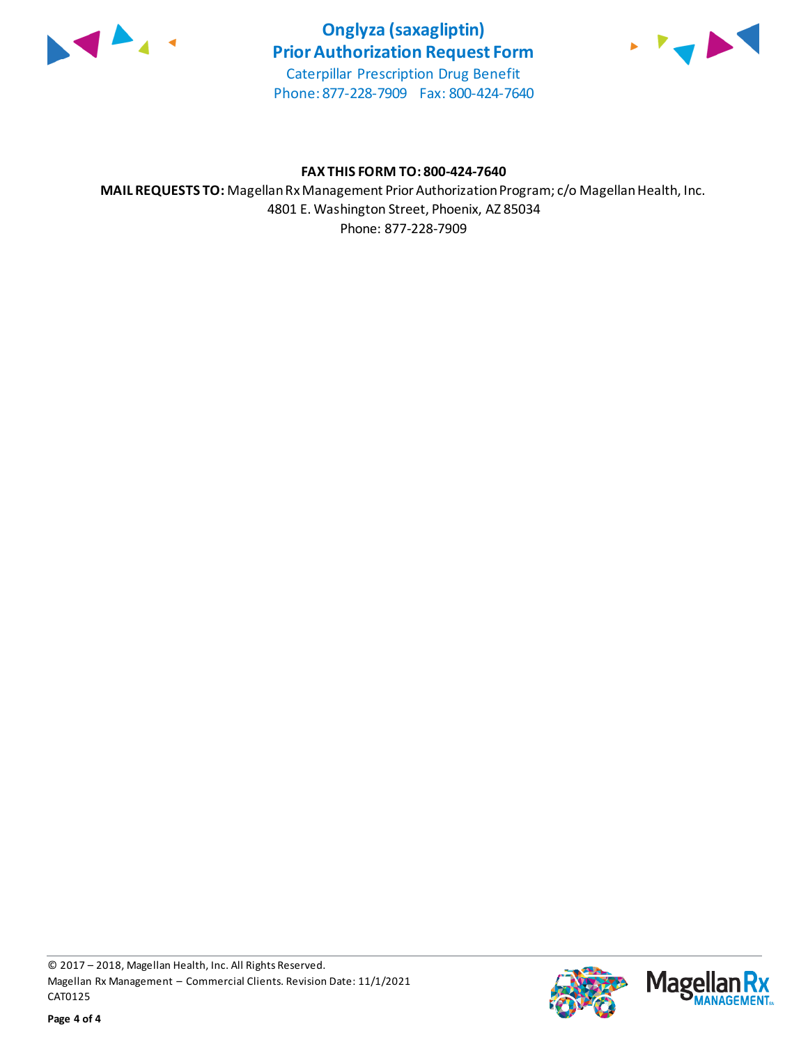**FAX THIS FORM TO: 800-424-7640**

**MAIL REQUESTS TO:** Magellan Rx Management Prior Authorization Program; c/o Magellan Health, Inc.
4801 E. Washington Street, Phoenix, AZ 85034
Phone: 877-228-7909